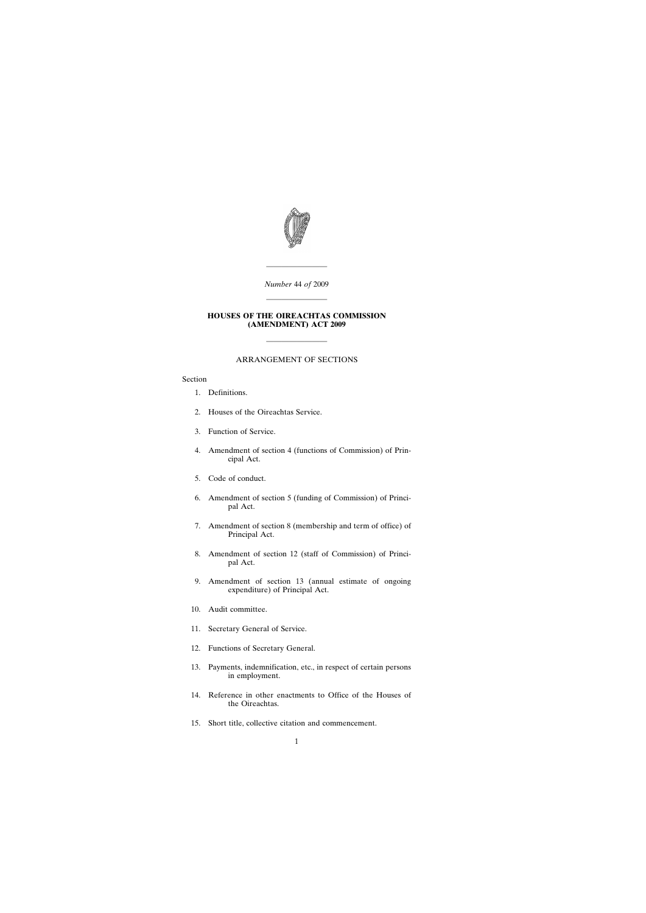*Number* 44 *of* 2009

# HOUSES OF THE OIREACHTAS COMMISSION (AMENDMENT) ACT 2009

## ARRANGEMENT OF SECTIONS

Section

1. Definitions.
2. Houses of the Oireachtas Service.
3. Function of Service.
4. Amendment of section 4 (functions of Commission) of Principal Act.
5. Code of conduct.
6. Amendment of section 5 (funding of Commission) of Principal Act.
7. Amendment of section 8 (membership and term of office) of Principal Act.
8. Amendment of section 12 (staff of Commission) of Principal Act.
9. Amendment of section 13 (annual estimate of ongoing expenditure) of Principal Act.
10. Audit committee.
11. Secretary General of Service.
12. Functions of Secretary General.
13. Payments, indemnification, etc., in respect of certain persons in employment.
14. Reference in other enactments to Office of the Houses of the Oireachtas.
15. Short title, collective citation and commencement.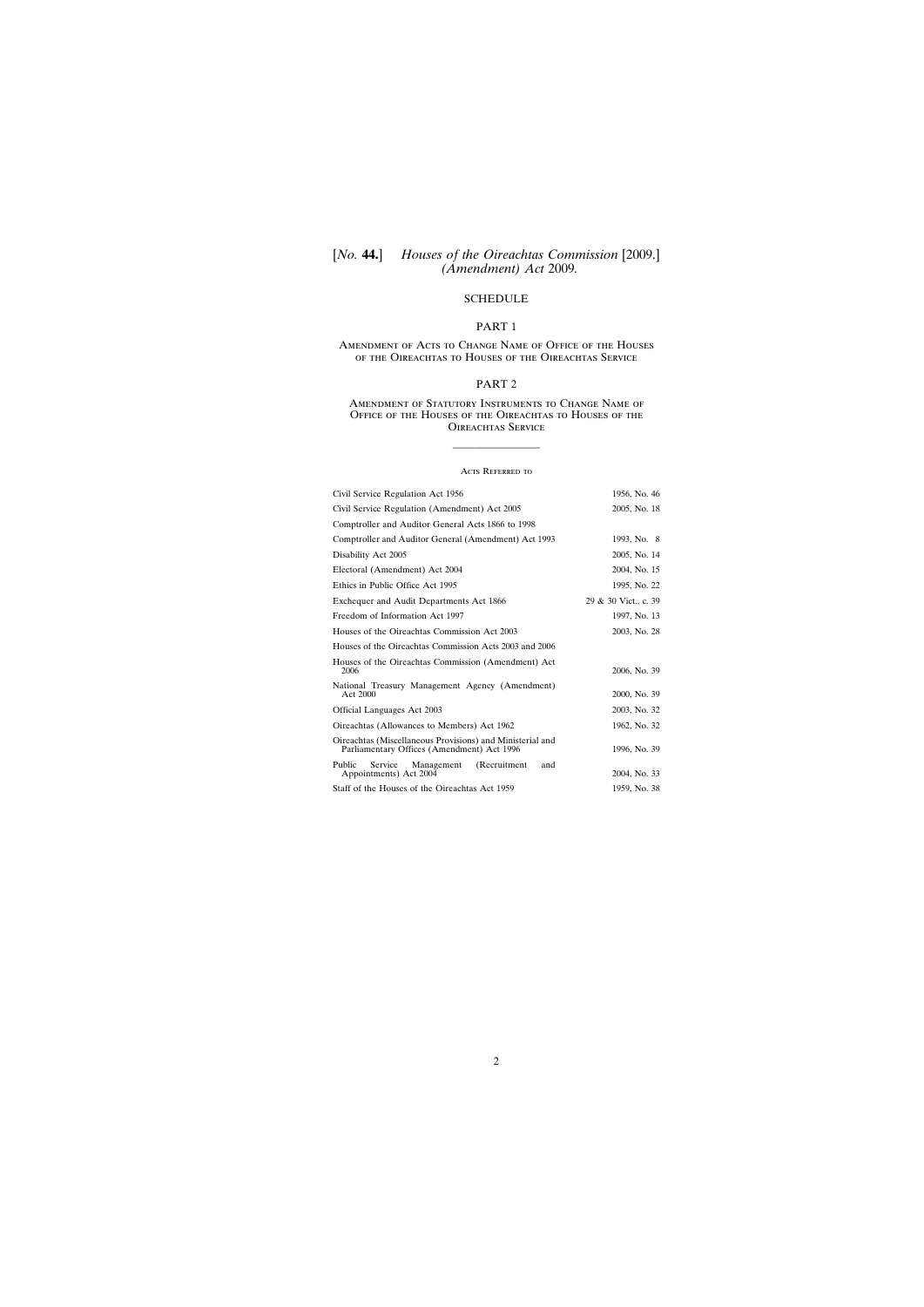## SCHEDULE

### PART 1

Amendment of Acts to Change Name of Office of the Houses of the Oireachtas to Houses of the Oireachtas Service

### PART 2

Amendment of Statutory Instruments to Change Name of Office of the Houses of the Oireachtas to Houses of the Oireachtas Service

---

#### Acts Referred to

| | |
|---|---|
| Civil Service Regulation Act 1956 | 1956, No. 46 |
| Civil Service Regulation (Amendment) Act 2005 | 2005, No. 18 |
| Comptroller and Auditor General Acts 1866 to 1998 | |
| Comptroller and Auditor General (Amendment) Act 1993 | 1993, No. 8 |
| Disability Act 2005 | 2005, No. 14 |
| Electoral (Amendment) Act 2004 | 2004, No. 15 |
| Ethics in Public Office Act 1995 | 1995, No. 22 |
| Exchequer and Audit Departments Act 1866 | 29 & 30 Vict., c. 39 |
| Freedom of Information Act 1997 | 1997, No. 13 |
| Houses of the Oireachtas Commission Act 2003 | 2003, No. 28 |
| Houses of the Oireachtas Commission Acts 2003 and 2006 | |
| Houses of the Oireachtas Commission (Amendment) Act 2006 | 2006, No. 39 |
| National Treasury Management Agency (Amendment) Act 2000 | 2000, No. 39 |
| Official Languages Act 2003 | 2003, No. 32 |
| Oireachtas (Allowances to Members) Act 1962 | 1962, No. 32 |
| Oireachtas (Miscellaneous Provisions) and Ministerial and Parliamentary Offices (Amendment) Act 1996 | 1996, No. 39 |
| Public Service Management (Recruitment and Appointments) Act 2004 | 2004, No. 33 |
| Staff of the Houses of the Oireachtas Act 1959 | 1959, No. 38 |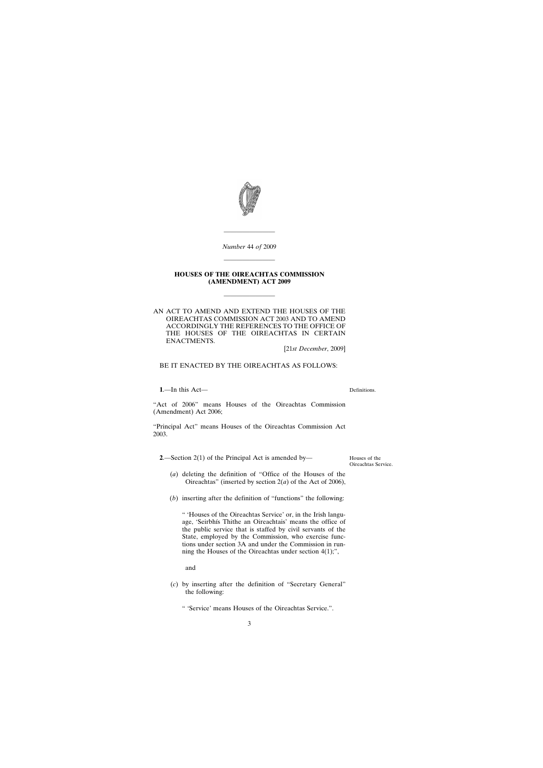*Number* 44 *of* 2009

---

**HOUSES OF THE OIREACHTAS COMMISSION (AMENDMENT) ACT 2009**

---

AN ACT TO AMEND AND EXTEND THE HOUSES OF THE OIREACHTAS COMMISSION ACT 2003 AND TO AMEND ACCORDINGLY THE REFERENCES TO THE OFFICE OF THE HOUSES OF THE OIREACHTAS IN CERTAIN ENACTMENTS.

[21*st December*, 2009]

BE IT ENACTED BY THE OIREACHTAS AS FOLLOWS:

Definitions.

**1**.—In this Act—

“Act of 2006” means Houses of the Oireachtas Commission (Amendment) Act 2006;

“Principal Act” means Houses of the Oireachtas Commission Act 2003.

Houses of the Oireachtas Service.

**2**.—Section 2(1) of the Principal Act is amended by—

(*a*) deleting the definition of “Office of the Houses of the Oireachtas” (inserted by section 2(*a*) of the Act of 2006),

(*b*) inserting after the definition of “functions” the following:

“ ‘Houses of the Oireachtas Service’ or, in the Irish language, ‘Seirbhís Thithe an Oireachtais’ means the office of the public service that is staffed by civil servants of the State, employed by the Commission, who exercise functions under section 3A and under the Commission in running the Houses of the Oireachtas under section 4(1);”,

and

(*c*) by inserting after the definition of “Secretary General” the following:

“ ‘Service’ means Houses of the Oireachtas Service.”.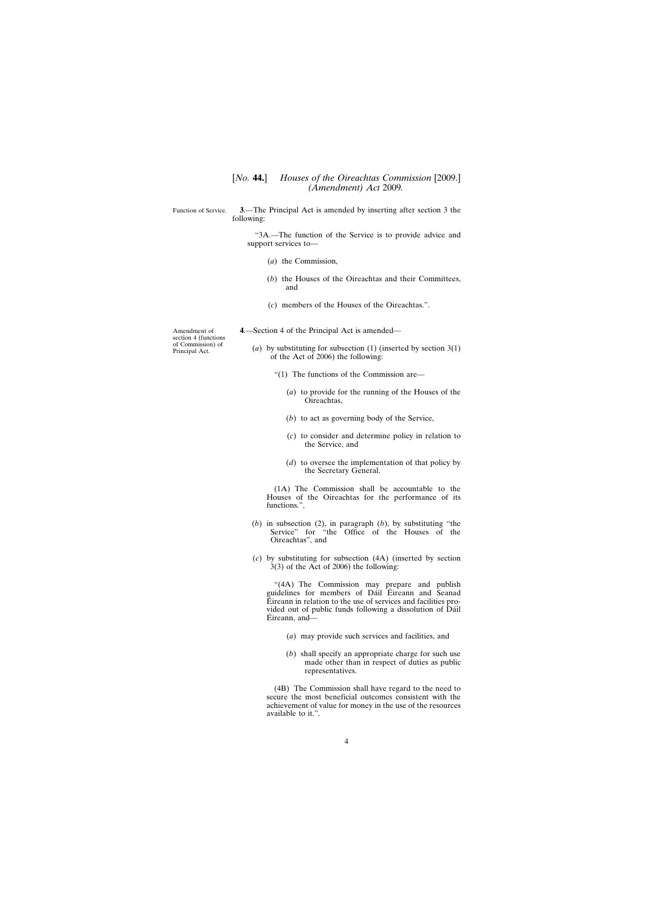Function of Service.

**3**.—The Principal Act is amended by inserting after section 3 the following:

"3A.—The function of the Service is to provide advice and support services to—

(*a*) the Commission,

(*b*) the Houses of the Oireachtas and their Committees, and

(*c*) members of the Houses of the Oireachtas.".

Amendment of section 4 (functions of Commission) of Principal Act.

**4**.—Section 4 of the Principal Act is amended—

(*a*) by substituting for subsection (1) (inserted by section 3(1) of the Act of 2006) the following:

"(1) The functions of the Commission are—

(*a*) to provide for the running of the Houses of the Oireachtas,

(*b*) to act as governing body of the Service,

(*c*) to consider and determine policy in relation to the Service, and

(*d*) to oversee the implementation of that policy by the Secretary General.

(1A) The Commission shall be accountable to the Houses of the Oireachtas for the performance of its functions.",

(*b*) in subsection (2), in paragraph (*b*), by substituting "the Service" for "the Office of the Houses of the Oireachtas", and

(*c*) by substituting for subsection (4A) (inserted by section 3(3) of the Act of 2006) the following:

"(4A) The Commission may prepare and publish guidelines for members of Dáil Éireann and Seanad Éireann in relation to the use of services and facilities provided out of public funds following a dissolution of Dáil Éireann, and—

(*a*) may provide such services and facilities, and

(*b*) shall specify an appropriate charge for such use made other than in respect of duties as public representatives.

(4B) The Commission shall have regard to the need to secure the most beneficial outcomes consistent with the achievement of value for money in the use of the resources available to it.".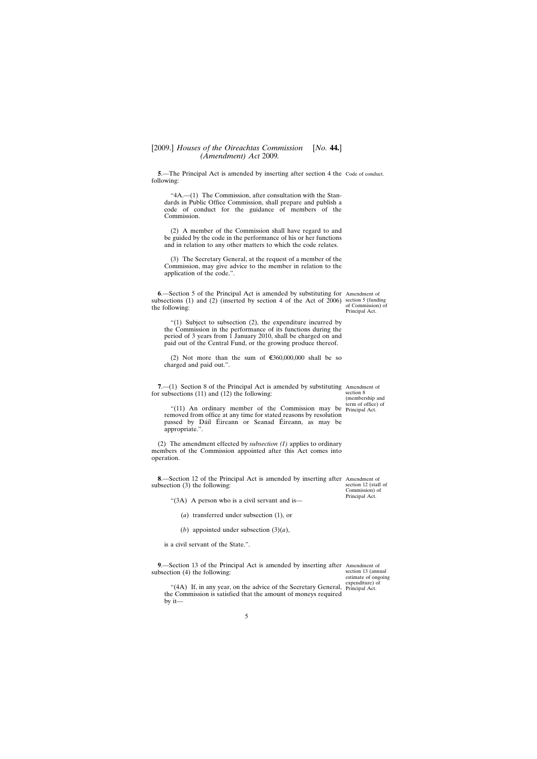**5**.—The Principal Act is amended by inserting after section 4 the following:

Code of conduct.

"4A.—(1) The Commission, after consultation with the Standards in Public Office Commission, shall prepare and publish a code of conduct for the guidance of members of the Commission.

(2) A member of the Commission shall have regard to and be guided by the code in the performance of his or her functions and in relation to any other matters to which the code relates.

(3) The Secretary General, at the request of a member of the Commission, may give advice to the member in relation to the application of the code.".

**6**.—Section 5 of the Principal Act is amended by substituting for subsections (1) and (2) (inserted by section 4 of the Act of 2006) the following:

Amendment of section 5 (funding of Commission) of Principal Act.

"(1) Subject to subsection (2), the expenditure incurred by the Commission in the performance of its functions during the period of 3 years from 1 January 2010, shall be charged on and paid out of the Central Fund, or the growing produce thereof.

(2) Not more than the sum of €360,000,000 shall be so charged and paid out.".

**7**.—(1) Section 8 of the Principal Act is amended by substituting for subsections (11) and (12) the following:

Amendment of section 8 (membership and term of office) of Principal Act.

"(11) An ordinary member of the Commission may be removed from office at any time for stated reasons by resolution passed by Dáil Éireann or Seanad Éireann, as may be appropriate.".

(2) The amendment effected by *subsection (1)* applies to ordinary members of the Commission appointed after this Act comes into operation.

**8**.—Section 12 of the Principal Act is amended by inserting after subsection (3) the following:

Amendment of section 12 (staff of Commission) of Principal Act.

"(3A) A person who is a civil servant and is—

(*a*) transferred under subsection (1), or

(*b*) appointed under subsection (3)(*a*),

is a civil servant of the State.".

**9**.—Section 13 of the Principal Act is amended by inserting after subsection (4) the following:

Amendment of section 13 (annual estimate of ongoing expenditure) of Principal Act.

"(4A) If, in any year, on the advice of the Secretary General, the Commission is satisfied that the amount of moneys required by it—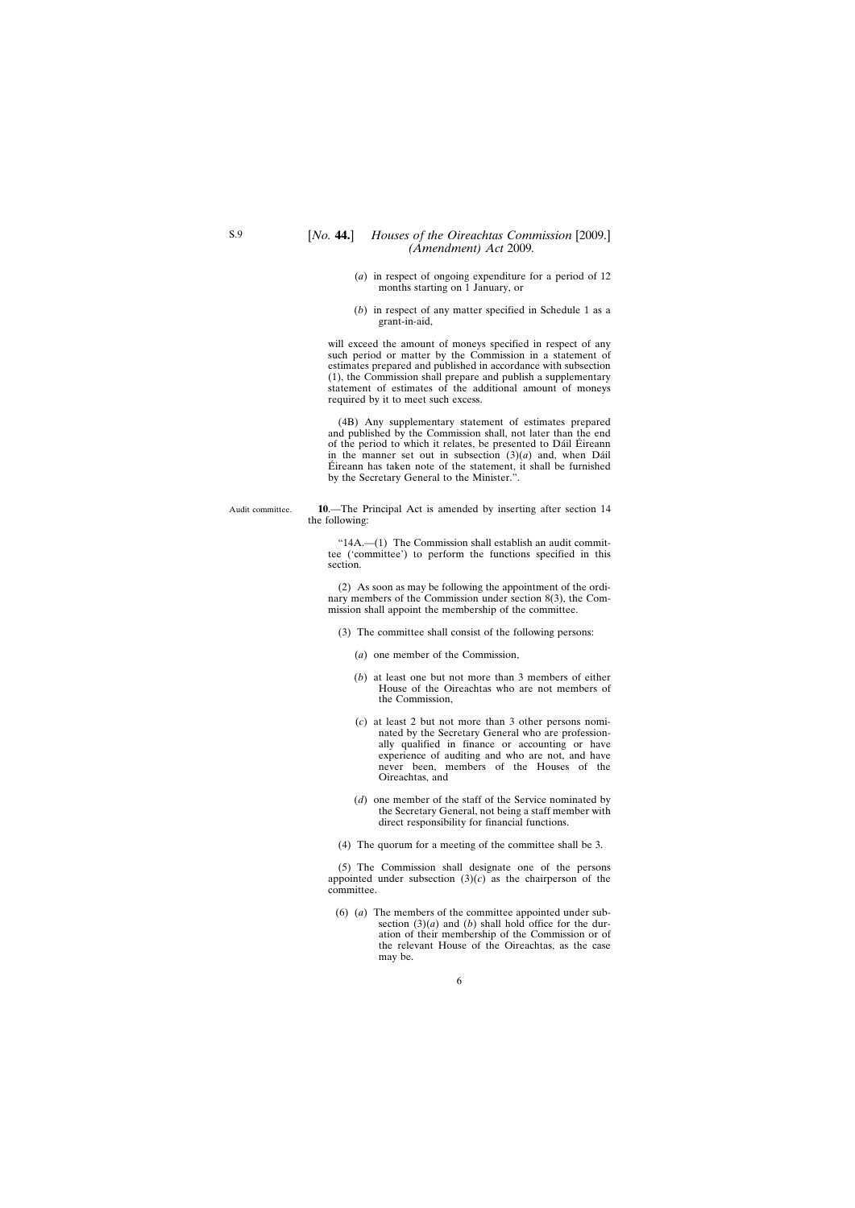(*a*) in respect of ongoing expenditure for a period of 12 months starting on 1 January, or

(*b*) in respect of any matter specified in Schedule 1 as a grant-in-aid,

will exceed the amount of moneys specified in respect of any such period or matter by the Commission in a statement of estimates prepared and published in accordance with subsection (1), the Commission shall prepare and publish a supplementary statement of estimates of the additional amount of moneys required by it to meet such excess.

(4B) Any supplementary statement of estimates prepared and published by the Commission shall, not later than the end of the period to which it relates, be presented to Dáil Éireann in the manner set out in subsection (3)(*a*) and, when Dáil Éireann has taken note of the statement, it shall be furnished by the Secretary General to the Minister.".

Audit committee.

**10**.—The Principal Act is amended by inserting after section 14 the following:

"14A.—(1) The Commission shall establish an audit committee ('committee') to perform the functions specified in this section.

(2) As soon as may be following the appointment of the ordinary members of the Commission under section 8(3), the Commission shall appoint the membership of the committee.

(3) The committee shall consist of the following persons:

(*a*) one member of the Commission,

(*b*) at least one but not more than 3 members of either House of the Oireachtas who are not members of the Commission,

(*c*) at least 2 but not more than 3 other persons nominated by the Secretary General who are professionally qualified in finance or accounting or have experience of auditing and who are not, and have never been, members of the Houses of the Oireachtas, and

(*d*) one member of the staff of the Service nominated by the Secretary General, not being a staff member with direct responsibility for financial functions.

(4) The quorum for a meeting of the committee shall be 3.

(5) The Commission shall designate one of the persons appointed under subsection (3)(*c*) as the chairperson of the committee.

(6) (*a*) The members of the committee appointed under subsection (3)(*a*) and (*b*) shall hold office for the duration of their membership of the Commission or of the relevant House of the Oireachtas, as the case may be.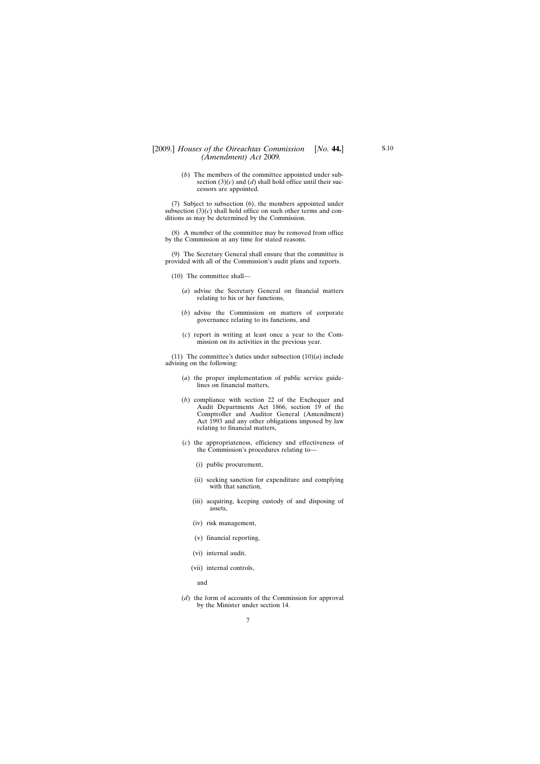(*b*) The members of the committee appointed under subsection (3)(*c*) and (*d*) shall hold office until their successors are appointed.

(7) Subject to subsection (6), the members appointed under subsection (3)(*c*) shall hold office on such other terms and conditions as may be determined by the Commission.

(8) A member of the committee may be removed from office by the Commission at any time for stated reasons.

(9) The Secretary General shall ensure that the committee is provided with all of the Commission's audit plans and reports.

(10) The committee shall—

(*a*) advise the Secretary General on financial matters relating to his or her functions,

(*b*) advise the Commission on matters of corporate governance relating to its functions, and

(*c*) report in writing at least once a year to the Commission on its activities in the previous year.

(11) The committee's duties under subsection (10)(*a*) include advising on the following:

(*a*) the proper implementation of public service guidelines on financial matters,

(*b*) compliance with section 22 of the Exchequer and Audit Departments Act 1866, section 19 of the Comptroller and Auditor General (Amendment) Act 1993 and any other obligations imposed by law relating to financial matters,

(*c*) the appropriateness, efficiency and effectiveness of the Commission's procedures relating to—

(i) public procurement,

(ii) seeking sanction for expenditure and complying with that sanction,

(iii) acquiring, keeping custody of and disposing of assets,

(iv) risk management,

(v) financial reporting,

(vi) internal audit,

(vii) internal controls,

and

(*d*) the form of accounts of the Commission for approval by the Minister under section 14.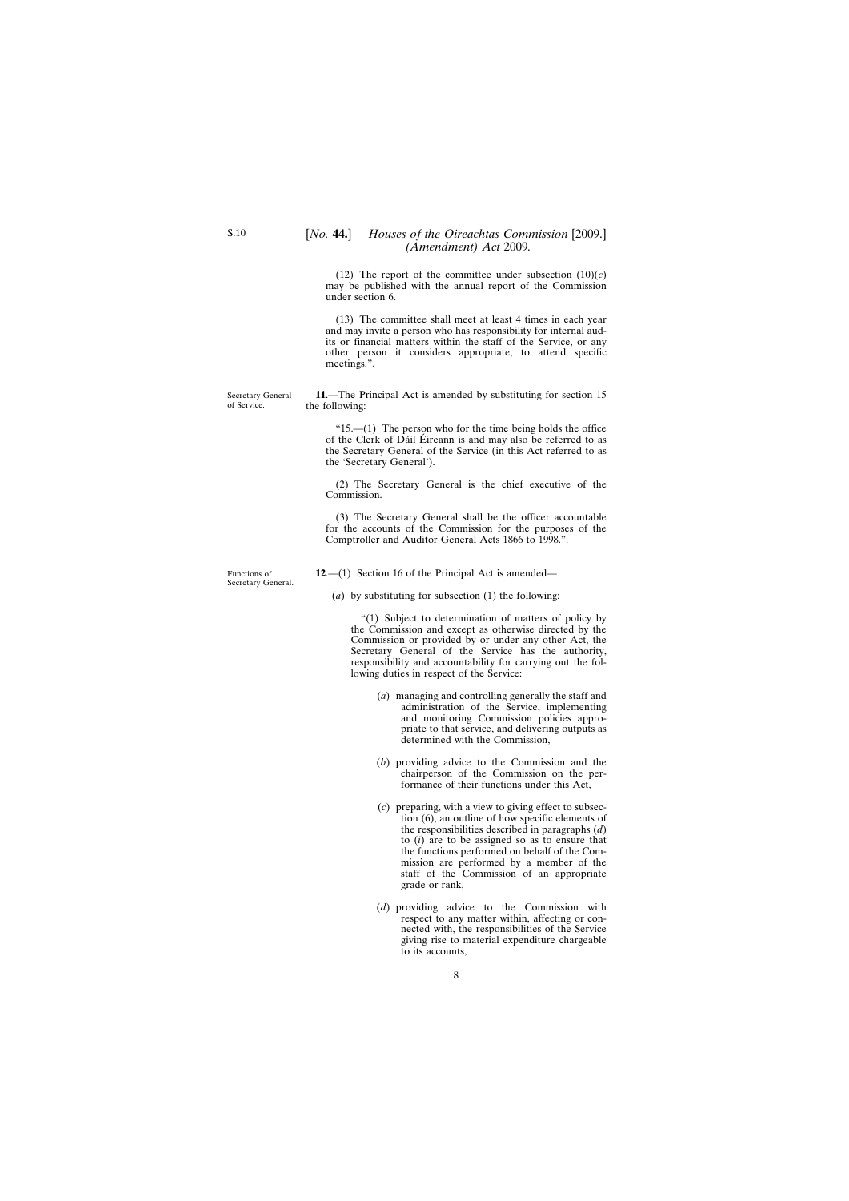(12) The report of the committee under subsection (10)(*c*) may be published with the annual report of the Commission under section 6.

(13) The committee shall meet at least 4 times in each year and may invite a person who has responsibility for internal audits or financial matters within the staff of the Service, or any other person it considers appropriate, to attend specific meetings.".

Secretary General of Service.

**11**.—The Principal Act is amended by substituting for section 15 the following:

"15.—(1) The person who for the time being holds the office of the Clerk of Dáil Éireann is and may also be referred to as the Secretary General of the Service (in this Act referred to as the 'Secretary General').

(2) The Secretary General is the chief executive of the Commission.

(3) The Secretary General shall be the officer accountable for the accounts of the Commission for the purposes of the Comptroller and Auditor General Acts 1866 to 1998.".

Functions of Secretary General.

**12**.—(1) Section 16 of the Principal Act is amended—

(*a*) by substituting for subsection (1) the following:

"(1) Subject to determination of matters of policy by the Commission and except as otherwise directed by the Commission or provided by or under any other Act, the Secretary General of the Service has the authority, responsibility and accountability for carrying out the following duties in respect of the Service:

(*a*) managing and controlling generally the staff and administration of the Service, implementing and monitoring Commission policies appropriate to that service, and delivering outputs as determined with the Commission,

(*b*) providing advice to the Commission and the chairperson of the Commission on the performance of their functions under this Act,

(*c*) preparing, with a view to giving effect to subsection (6), an outline of how specific elements of the responsibilities described in paragraphs (*d*) to (*i*) are to be assigned so as to ensure that the functions performed on behalf of the Commission are performed by a member of the staff of the Commission of an appropriate grade or rank,

(*d*) providing advice to the Commission with respect to any matter within, affecting or connected with, the responsibilities of the Service giving rise to material expenditure chargeable to its accounts,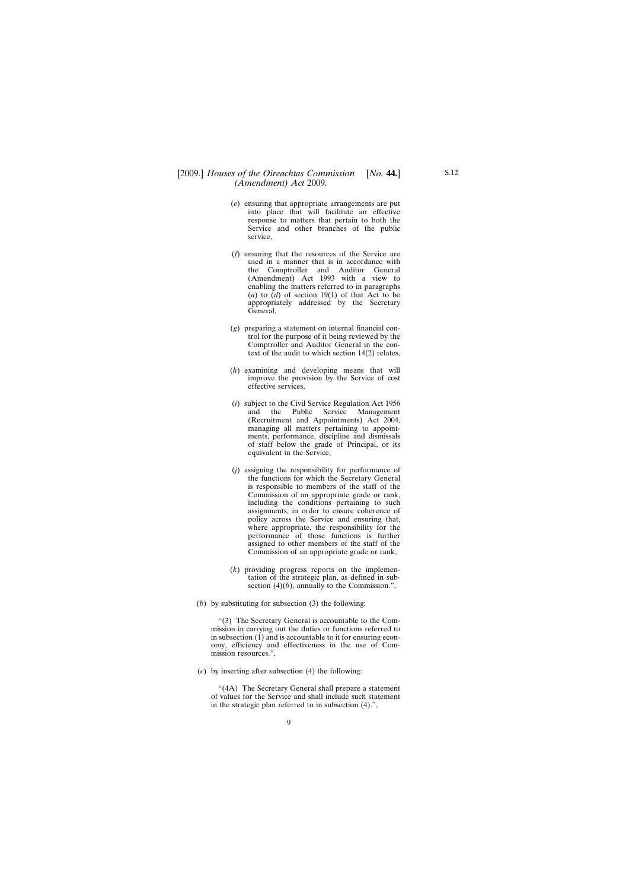(*e*) ensuring that appropriate arrangements are put into place that will facilitate an effective response to matters that pertain to both the Service and other branches of the public service,

(*f*) ensuring that the resources of the Service are used in a manner that is in accordance with the Comptroller and Auditor General (Amendment) Act 1993 with a view to enabling the matters referred to in paragraphs (*a*) to (*d*) of section 19(1) of that Act to be appropriately addressed by the Secretary General,

(*g*) preparing a statement on internal financial control for the purpose of it being reviewed by the Comptroller and Auditor General in the context of the audit to which section 14(2) relates,

(*h*) examining and developing means that will improve the provision by the Service of cost effective services,

(*i*) subject to the Civil Service Regulation Act 1956 and the Public Service Management (Recruitment and Appointments) Act 2004, managing all matters pertaining to appointments, performance, discipline and dismissals of staff below the grade of Principal, or its equivalent in the Service,

(*j*) assigning the responsibility for performance of the functions for which the Secretary General is responsible to members of the staff of the Commission of an appropriate grade or rank, including the conditions pertaining to such assignments, in order to ensure coherence of policy across the Service and ensuring that, where appropriate, the responsibility for the performance of those functions is further assigned to other members of the staff of the Commission of an appropriate grade or rank,

(*k*) providing progress reports on the implementation of the strategic plan, as defined in subsection (4)(*b*), annually to the Commission.",

(*b*) by substituting for subsection (3) the following:

"(3) The Secretary General is accountable to the Commission in carrying out the duties or functions referred to in subsection (1) and is accountable to it for ensuring economy, efficiency and effectiveness in the use of Commission resources.",

(*c*) by inserting after subsection (4) the following:

"(4A) The Secretary General shall prepare a statement of values for the Service and shall include such statement in the strategic plan referred to in subsection (4).",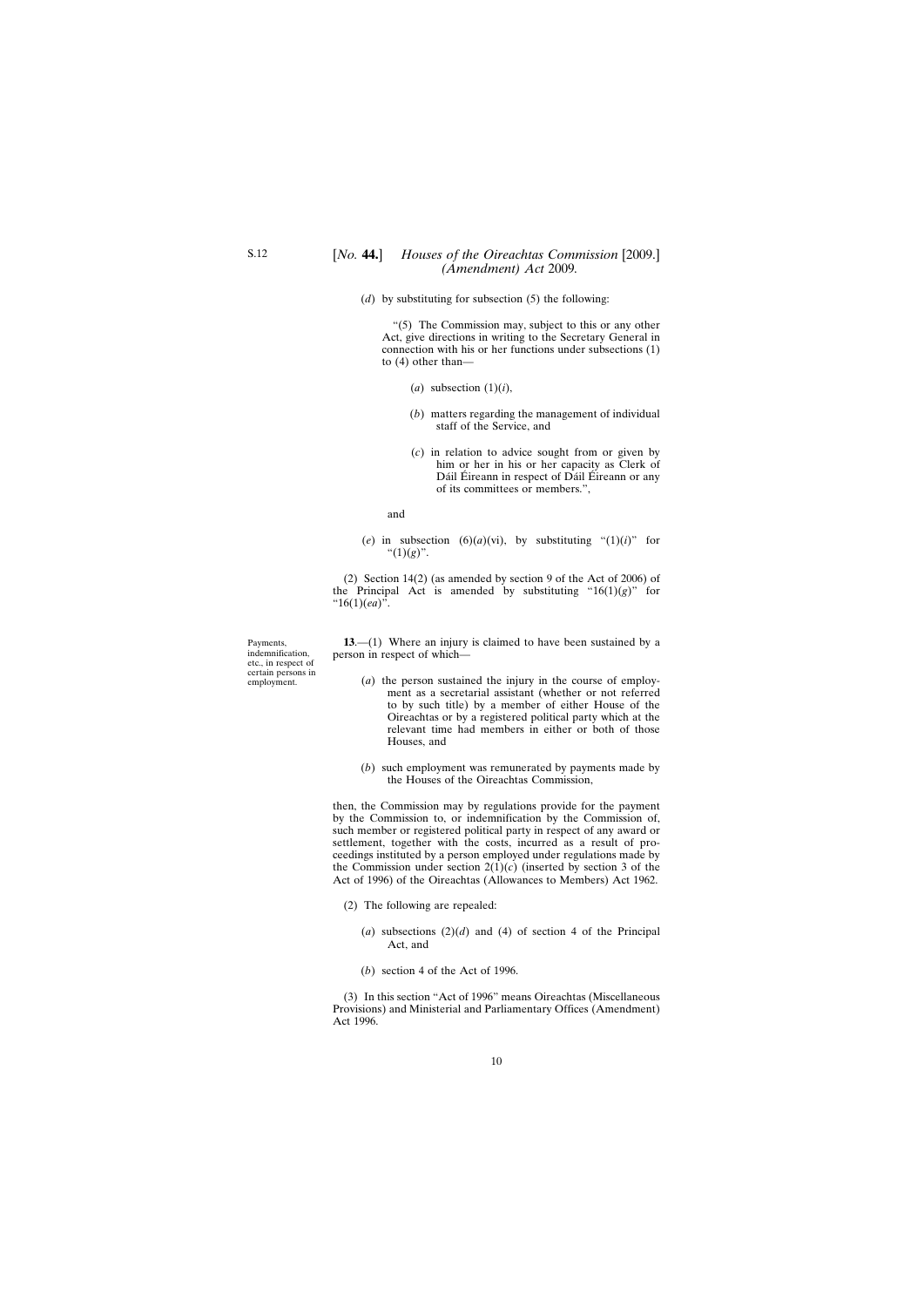(*d*) by substituting for subsection (5) the following:

"(5) The Commission may, subject to this or any other Act, give directions in writing to the Secretary General in connection with his or her functions under subsections (1) to (4) other than—

(*a*) subsection (1)(*i*),

(*b*) matters regarding the management of individual staff of the Service, and

(*c*) in relation to advice sought from or given by him or her in his or her capacity as Clerk of Dáil Éireann in respect of Dáil Éireann or any of its committees or members.",

and

(*e*) in subsection (6)(*a*)(vi), by substituting "(1)(*i*)" for "(1)(*g*)".

(2) Section 14(2) (as amended by section 9 of the Act of 2006) of the Principal Act is amended by substituting "16(1)(*g*)" for "16(1)(*ea*)".

*Payments, indemnification, etc., in respect of certain persons in employment.*

**13**.—(1) Where an injury is claimed to have been sustained by a person in respect of which—

(*a*) the person sustained the injury in the course of employment as a secretarial assistant (whether or not referred to by such title) by a member of either House of the Oireachtas or by a registered political party which at the relevant time had members in either or both of those Houses, and

(*b*) such employment was remunerated by payments made by the Houses of the Oireachtas Commission,

then, the Commission may by regulations provide for the payment by the Commission to, or indemnification by the Commission of, such member or registered political party in respect of any award or settlement, together with the costs, incurred as a result of proceedings instituted by a person employed under regulations made by the Commission under section 2(1)(*c*) (inserted by section 3 of the Act of 1996) of the Oireachtas (Allowances to Members) Act 1962.

(2) The following are repealed:

(*a*) subsections (2)(*d*) and (4) of section 4 of the Principal Act, and

(*b*) section 4 of the Act of 1996.

(3) In this section "Act of 1996" means Oireachtas (Miscellaneous Provisions) and Ministerial and Parliamentary Offices (Amendment) Act 1996.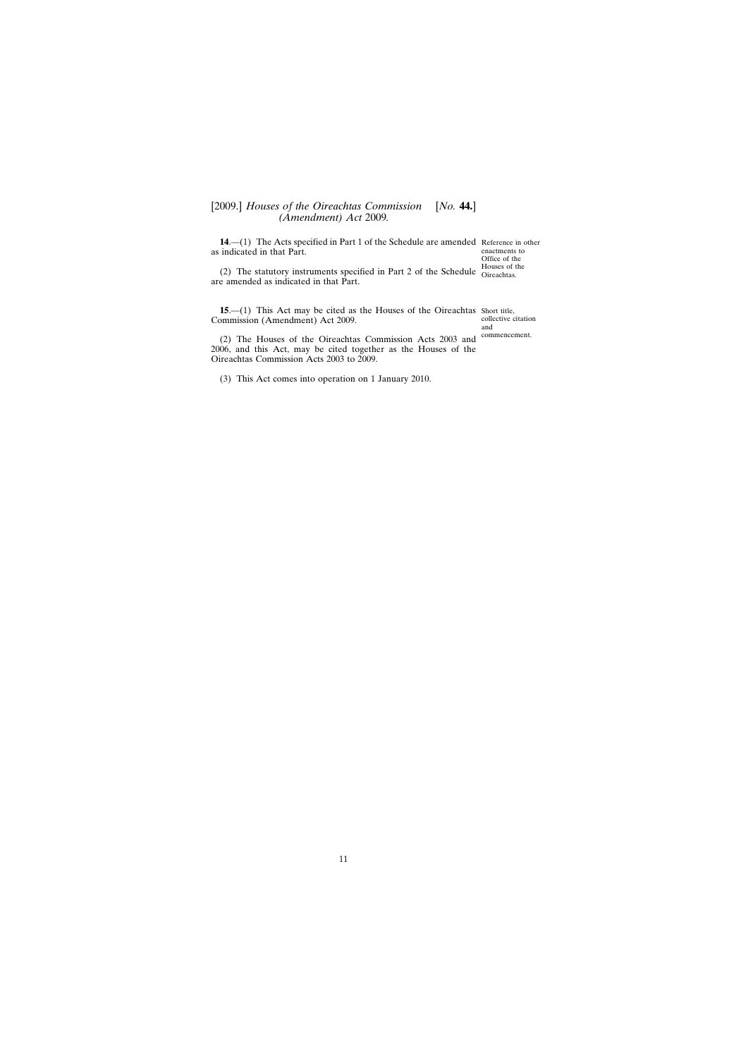**14**.—(1) The Acts specified in Part 1 of the Schedule are amended as indicated in that Part.

Reference in other enactments to Office of the Houses of the Oireachtas.

(2) The statutory instruments specified in Part 2 of the Schedule are amended as indicated in that Part.

**15**.—(1) This Act may be cited as the Houses of the Oireachtas Commission (Amendment) Act 2009.

Short title, collective citation and commencement.

(2) The Houses of the Oireachtas Commission Acts 2003 and 2006, and this Act, may be cited together as the Houses of the Oireachtas Commission Acts 2003 to 2009.

(3) This Act comes into operation on 1 January 2010.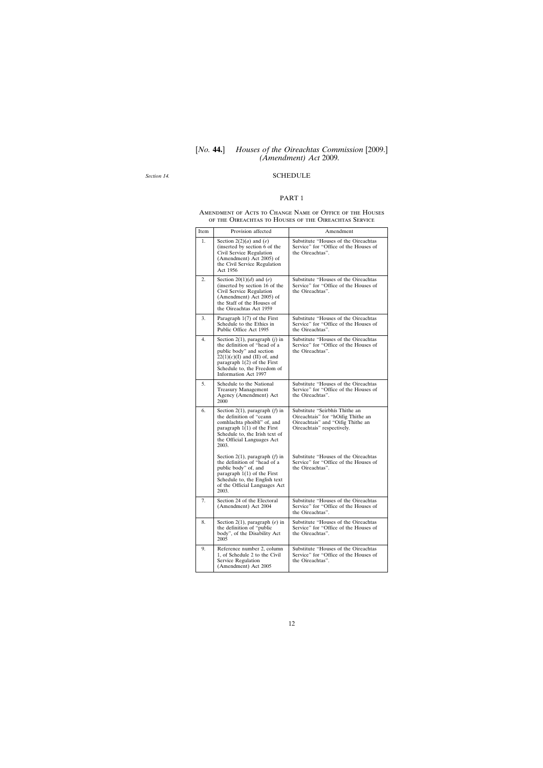*Section 14.*

## SCHEDULE

### PART 1

#### Amendment of Acts to Change Name of Office of the Houses of the Oireachtas to Houses of the Oireachtas Service

| Item | Provision affected | Amendment |
|---|---|---|
| 1. | Section 2(2)(*a*) and (*e*) (inserted by section 6 of the Civil Service Regulation (Amendment) Act 2005) of the Civil Service Regulation Act 1956 | Substitute "Houses of the Oireachtas Service" for "Office of the Houses of the Oireachtas". |
| 2. | Section 20(1)(*d*) and (*e*) (inserted by section 16 of the Civil Service Regulation (Amendment) Act 2005) of the Staff of the Houses of the Oireachtas Act 1959 | Substitute "Houses of the Oireachtas Service" for "Office of the Houses of the Oireachtas". |
| 3. | Paragraph 1(7) of the First Schedule to the Ethics in Public Office Act 1995 | Substitute "Houses of the Oireachtas Service" for "Office of the Houses of the Oireachtas". |
| 4. | Section 2(1), paragraph (*j*) in the definition of "head of a public body" and section 22(1)(*c*)(I) and (II) of, and paragraph 1(2) of the First Schedule to, the Freedom of Information Act 1997 | Substitute "Houses of the Oireachtas Service" for "Office of the Houses of the Oireachtas". |
| 5. | Schedule to the National Treasury Management Agency (Amendment) Act 2000 | Substitute "Houses of the Oireachtas Service" for "Office of the Houses of the Oireachtas". |
| 6. | Section 2(1), paragraph (*f*) in the definition of "ceann comhlachta phoiblí" of, and paragraph 1(1) of the First Schedule to, the Irish text of the Official Languages Act 2003. | Substitute "Seirbhís Thithe an Oireachtais" for "hOifig Thithe an Oireachtais" and "Oifig Thithe an Oireachtais" respectively. |
| | Section 2(1), paragraph (*f*) in the definition of "head of a public body" of, and paragraph 1(1) of the First Schedule to, the English text of the Official Languages Act 2003. | Substitute "Houses of the Oireachtas Service" for "Office of the Houses of the Oireachtas". |
| 7. | Section 24 of the Electoral (Amendment) Act 2004 | Substitute "Houses of the Oireachtas Service" for "Office of the Houses of the Oireachtas". |
| 8. | Section 2(1), paragraph (*e*) in the definition of "public body", of the Disability Act 2005 | Substitute "Houses of the Oireachtas Service" for "Office of the Houses of the Oireachtas". |
| 9. | Reference number 2, column 1, of Schedule 2 to the Civil Service Regulation (Amendment) Act 2005 | Substitute "Houses of the Oireachtas Service" for "Office of the Houses of the Oireachtas". |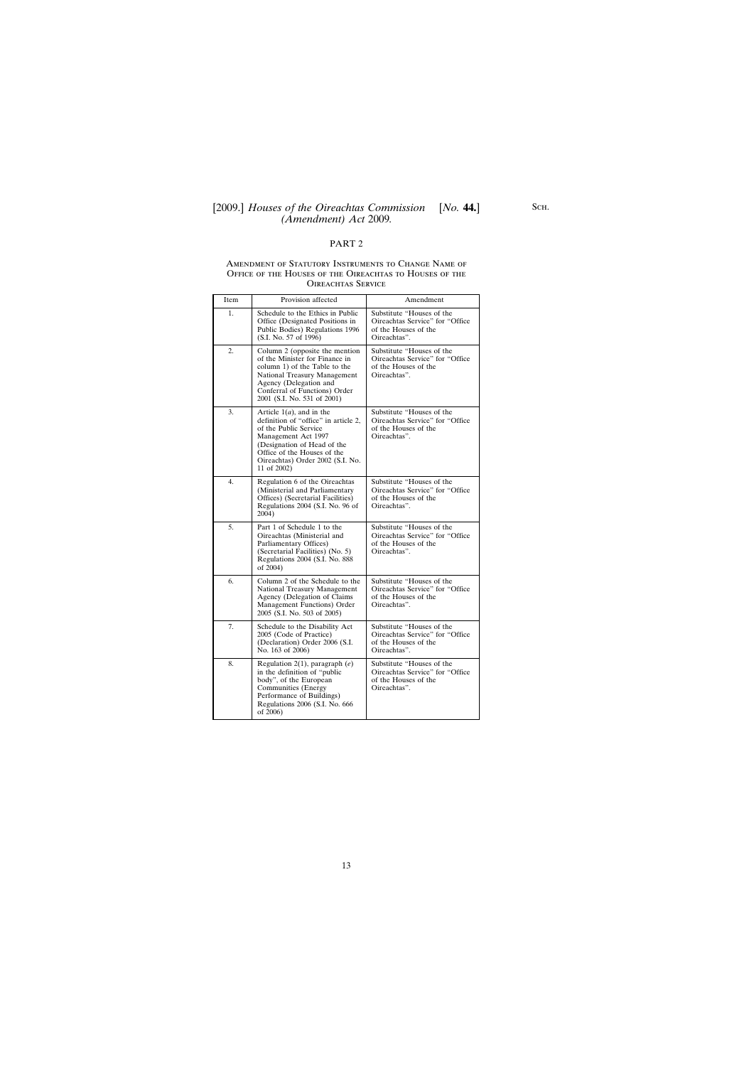## PART 2

### Amendment of Statutory Instruments to Change Name of Office of the Houses of the Oireachtas to Houses of the Oireachtas Service

| Item | Provision affected | Amendment |
|---|---|---|
| 1. | Schedule to the Ethics in Public Office (Designated Positions in Public Bodies) Regulations 1996 (S.I. No. 57 of 1996) | Substitute "Houses of the Oireachtas Service" for "Office of the Houses of the Oireachtas". |
| 2. | Column 2 (opposite the mention of the Minister for Finance in column 1) of the Table to the National Treasury Management Agency (Delegation and Conferral of Functions) Order 2001 (S.I. No. 531 of 2001) | Substitute "Houses of the Oireachtas Service" for "Office of the Houses of the Oireachtas". |
| 3. | Article 1(*a*), and in the definition of "office" in article 2, of the Public Service Management Act 1997 (Designation of Head of the Office of the Houses of the Oireachtas) Order 2002 (S.I. No. 11 of 2002) | Substitute "Houses of the Oireachtas Service" for "Office of the Houses of the Oireachtas". |
| 4. | Regulation 6 of the Oireachtas (Ministerial and Parliamentary Offices) (Secretarial Facilities) Regulations 2004 (S.I. No. 96 of 2004) | Substitute "Houses of the Oireachtas Service" for "Office of the Houses of the Oireachtas". |
| 5. | Part 1 of Schedule 1 to the Oireachtas (Ministerial and Parliamentary Offices) (Secretarial Facilities) (No. 5) Regulations 2004 (S.I. No. 888 of 2004) | Substitute "Houses of the Oireachtas Service" for "Office of the Houses of the Oireachtas". |
| 6. | Column 2 of the Schedule to the National Treasury Management Agency (Delegation of Claims Management Functions) Order 2005 (S.I. No. 503 of 2005) | Substitute "Houses of the Oireachtas Service" for "Office of the Houses of the Oireachtas". |
| 7. | Schedule to the Disability Act 2005 (Code of Practice) (Declaration) Order 2006 (S.I. No. 163 of 2006) | Substitute "Houses of the Oireachtas Service" for "Office of the Houses of the Oireachtas". |
| 8. | Regulation 2(1), paragraph (*e*) in the definition of "public body", of the European Communities (Energy Performance of Buildings) Regulations 2006 (S.I. No. 666 of 2006) | Substitute "Houses of the Oireachtas Service" for "Office of the Houses of the Oireachtas". |